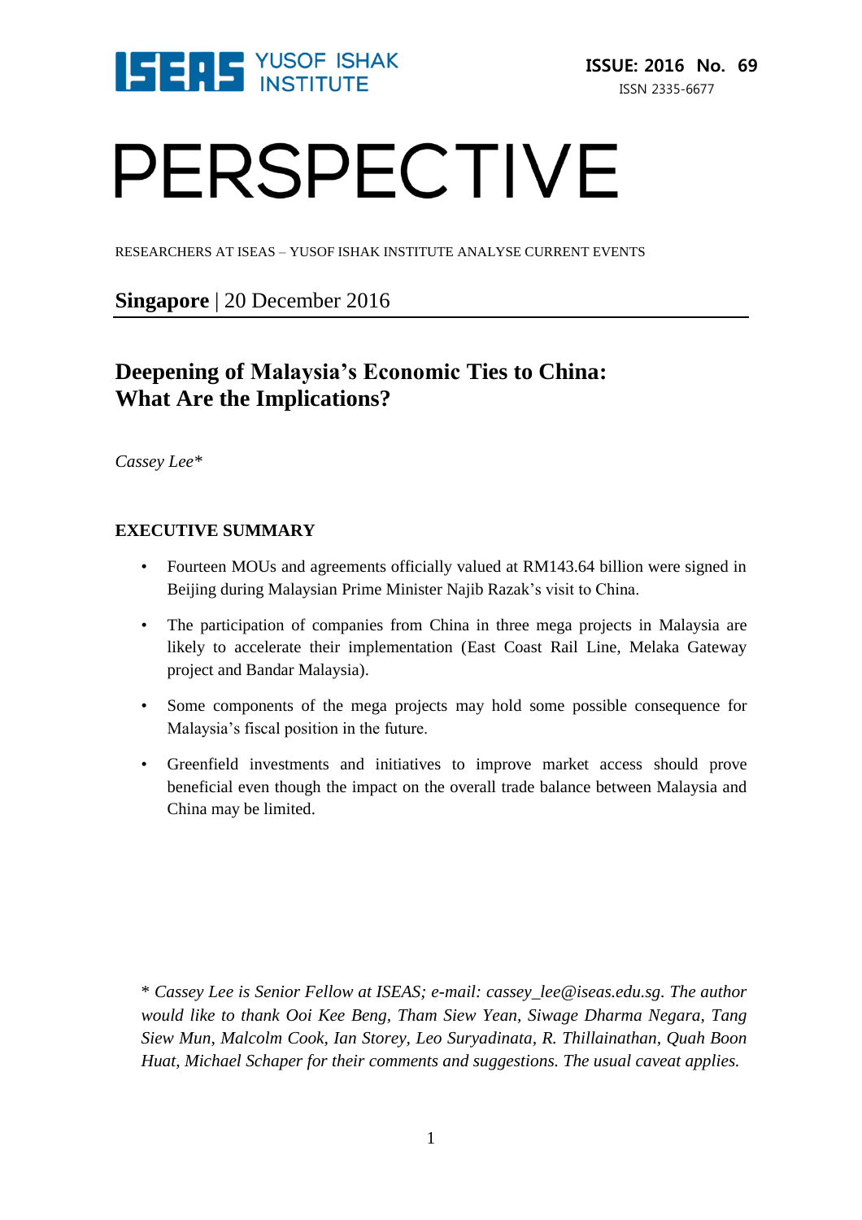ISEAS YUSOF ISHAK INSTITUTE

**ISSUE: 2016 No. 69**
ISSN 2335-6677

# PERSPECTIVE

RESEARCHERS AT ISEAS – YUSOF ISHAK INSTITUTE ANALYSE CURRENT EVENTS

**Singapore** | 20 December 2016

## Deepening of Malaysia's Economic Ties to China: What Are the Implications?

*Cassey Lee**

### EXECUTIVE SUMMARY

- Fourteen MOUs and agreements officially valued at RM143.64 billion were signed in Beijing during Malaysian Prime Minister Najib Razak's visit to China.
- The participation of companies from China in three mega projects in Malaysia are likely to accelerate their implementation (East Coast Rail Line, Melaka Gateway project and Bandar Malaysia).
- Some components of the mega projects may hold some possible consequence for Malaysia's fiscal position in the future.
- Greenfield investments and initiatives to improve market access should prove beneficial even though the impact on the overall trade balance between Malaysia and China may be limited.

*\* Cassey Lee is Senior Fellow at ISEAS; e-mail: cassey_lee@iseas.edu.sg. The author would like to thank Ooi Kee Beng, Tham Siew Yean, Siwage Dharma Negara, Tang Siew Mun, Malcolm Cook, Ian Storey, Leo Suryadinata, R. Thillainathan, Quah Boon Huat, Michael Schaper for their comments and suggestions. The usual caveat applies.*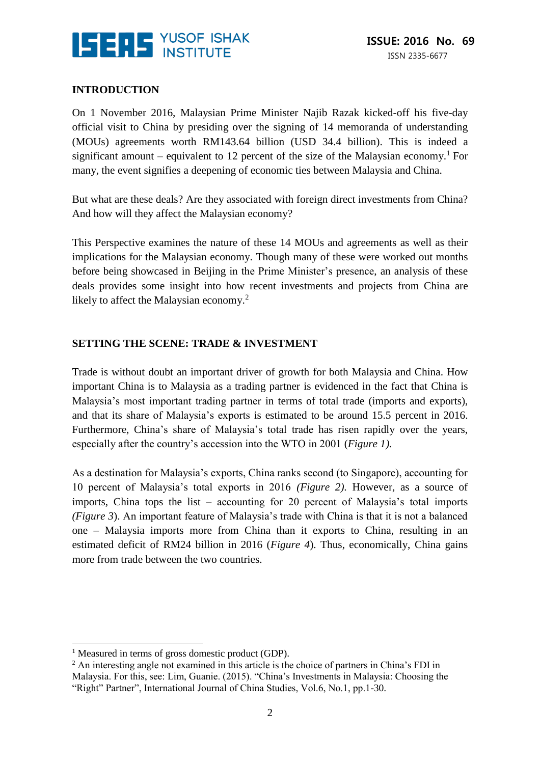## INTRODUCTION

On 1 November 2016, Malaysian Prime Minister Najib Razak kicked-off his five-day official visit to China by presiding over the signing of 14 memoranda of understanding (MOUs) agreements worth RM143.64 billion (USD 34.4 billion). This is indeed a significant amount – equivalent to 12 percent of the size of the Malaysian economy.[1] For many, the event signifies a deepening of economic ties between Malaysia and China.

But what are these deals? Are they associated with foreign direct investments from China? And how will they affect the Malaysian economy?

This Perspective examines the nature of these 14 MOUs and agreements as well as their implications for the Malaysian economy. Though many of these were worked out months before being showcased in Beijing in the Prime Minister's presence, an analysis of these deals provides some insight into how recent investments and projects from China are likely to affect the Malaysian economy.[2]

## SETTING THE SCENE: TRADE & INVESTMENT

Trade is without doubt an important driver of growth for both Malaysia and China. How important China is to Malaysia as a trading partner is evidenced in the fact that China is Malaysia's most important trading partner in terms of total trade (imports and exports), and that its share of Malaysia's exports is estimated to be around 15.5 percent in 2016. Furthermore, China's share of Malaysia's total trade has risen rapidly over the years, especially after the country's accession into the WTO in 2001 (*Figure 1).*

As a destination for Malaysia's exports, China ranks second (to Singapore), accounting for 10 percent of Malaysia's total exports in 2016 *(Figure 2).* However, as a source of imports, China tops the list – accounting for 20 percent of Malaysia's total imports *(Figure 3*). An important feature of Malaysia's trade with China is that it is not a balanced one – Malaysia imports more from China than it exports to China, resulting in an estimated deficit of RM24 billion in 2016 (*Figure 4*). Thus, economically, China gains more from trade between the two countries.

---

[1] Measured in terms of gross domestic product (GDP).

[2] An interesting angle not examined in this article is the choice of partners in China's FDI in Malaysia. For this, see: Lim, Guanie. (2015). "China's Investments in Malaysia: Choosing the "Right" Partner", International Journal of China Studies, Vol.6, No.1, pp.1-30.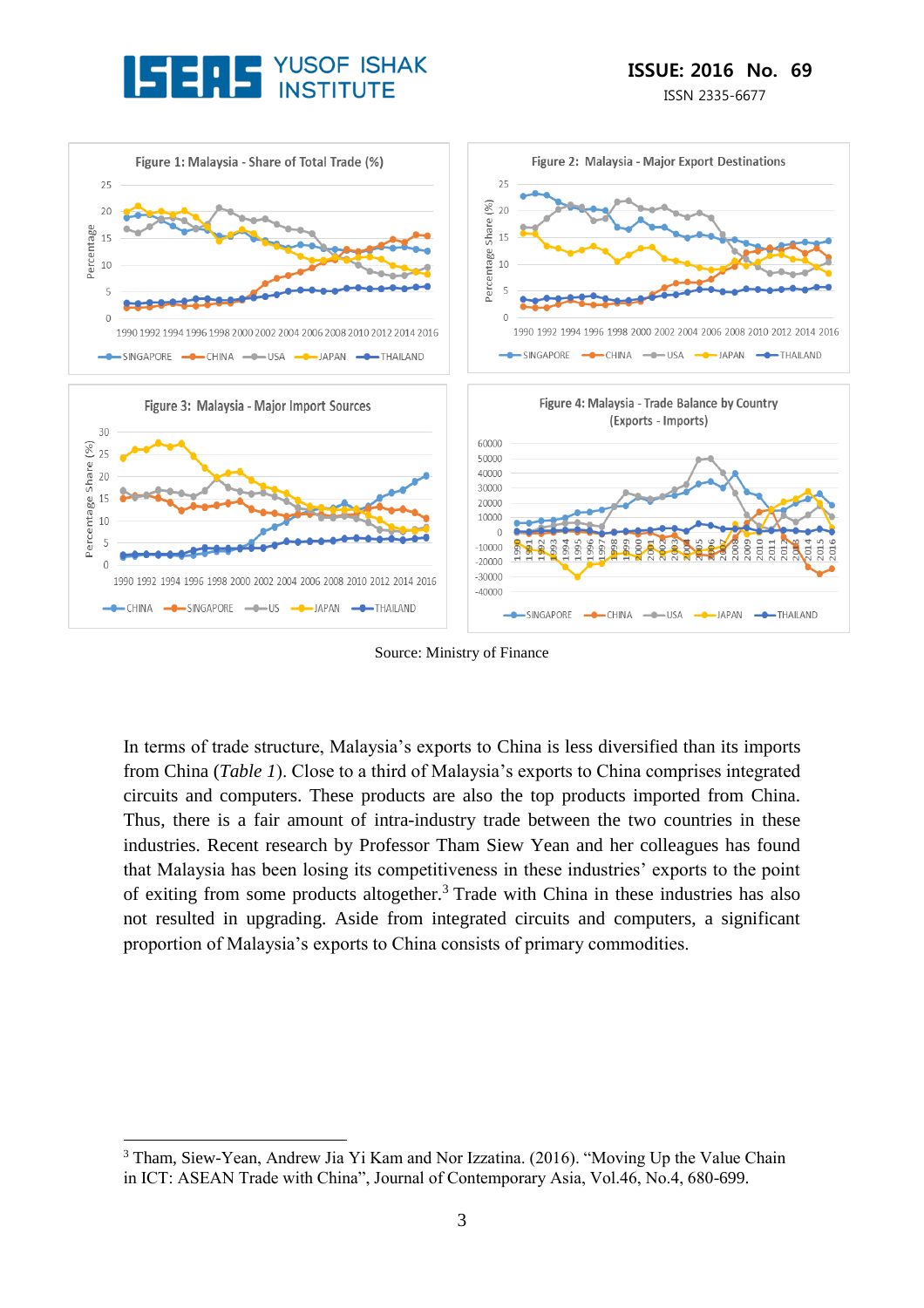Figure 1: Malaysia - Share of Total Trade (%)

Figure 2: Malaysia - Major Export Destinations

Figure 3: Malaysia - Major Import Sources

Figure 4: Malaysia - Trade Balance by Country (Exports - Imports)

Source: Ministry of Finance

In terms of trade structure, Malaysia's exports to China is less diversified than its imports from China (*Table 1*). Close to a third of Malaysia's exports to China comprises integrated circuits and computers. These products are also the top products imported from China. Thus, there is a fair amount of intra-industry trade between the two countries in these industries. Recent research by Professor Tham Siew Yean and her colleagues has found that Malaysia has been losing its competitiveness in these industries' exports to the point of exiting from some products altogether.[3] Trade with China in these industries has also not resulted in upgrading. Aside from integrated circuits and computers, a significant proportion of Malaysia's exports to China consists of primary commodities.

---

[3] Tham, Siew-Yean, Andrew Jia Yi Kam and Nor Izzatina. (2016). "Moving Up the Value Chain in ICT: ASEAN Trade with China", Journal of Contemporary Asia, Vol.46, No.4, 680-699.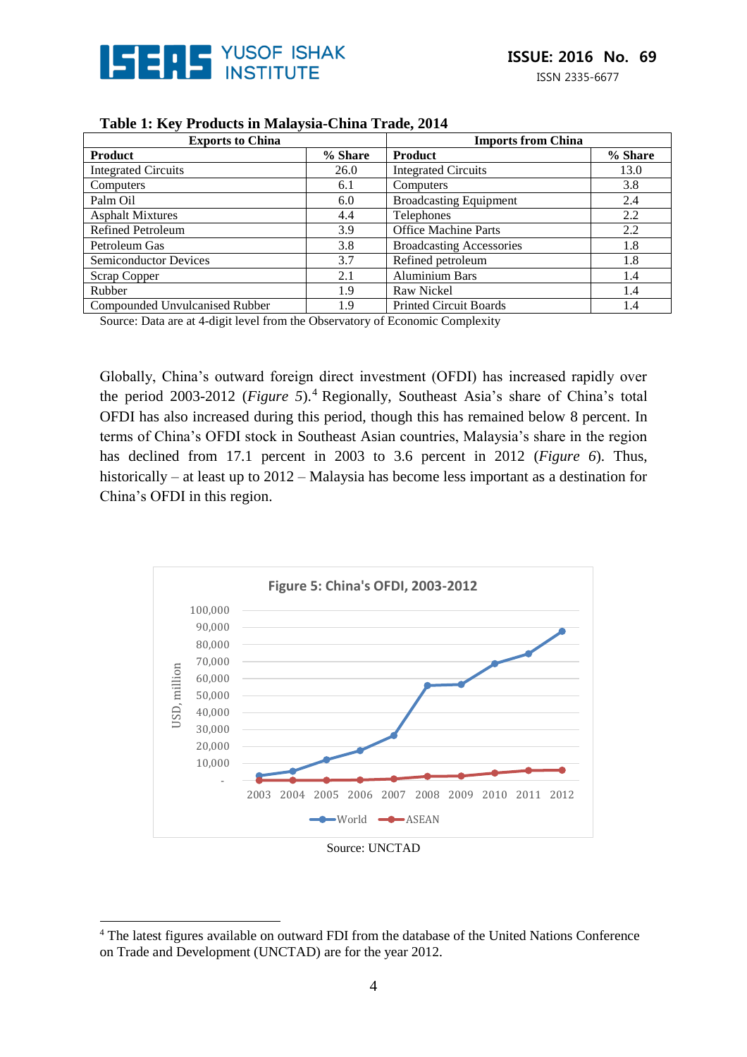**Table 1: Key Products in Malaysia-China Trade, 2014**

| Exports to China | | Imports from China | |
|---|---|---|---|
| **Product** | **% Share** | **Product** | **% Share** |
| Integrated Circuits | 26.0 | Integrated Circuits | 13.0 |
| Computers | 6.1 | Computers | 3.8 |
| Palm Oil | 6.0 | Broadcasting Equipment | 2.4 |
| Asphalt Mixtures | 4.4 | Telephones | 2.2 |
| Refined Petroleum | 3.9 | Office Machine Parts | 2.2 |
| Petroleum Gas | 3.8 | Broadcasting Accessories | 1.8 |
| Semiconductor Devices | 3.7 | Refined petroleum | 1.8 |
| Scrap Copper | 2.1 | Aluminium Bars | 1.4 |
| Rubber | 1.9 | Raw Nickel | 1.4 |
| Compounded Unvulcanised Rubber | 1.9 | Printed Circuit Boards | 1.4 |

Source: Data are at 4-digit level from the Observatory of Economic Complexity

Globally, China's outward foreign direct investment (OFDI) has increased rapidly over the period 2003-2012 (*Figure 5*).[4] Regionally, Southeast Asia's share of China's total OFDI has also increased during this period, though this has remained below 8 percent. In terms of China's OFDI stock in Southeast Asian countries, Malaysia's share in the region has declined from 17.1 percent in 2003 to 3.6 percent in 2012 (*Figure 6*). Thus, historically – at least up to 2012 – Malaysia has become less important as a destination for China's OFDI in this region.

**Figure 5: China's OFDI, 2003-2012**

Source: UNCTAD

[4] The latest figures available on outward FDI from the database of the United Nations Conference on Trade and Development (UNCTAD) are for the year 2012.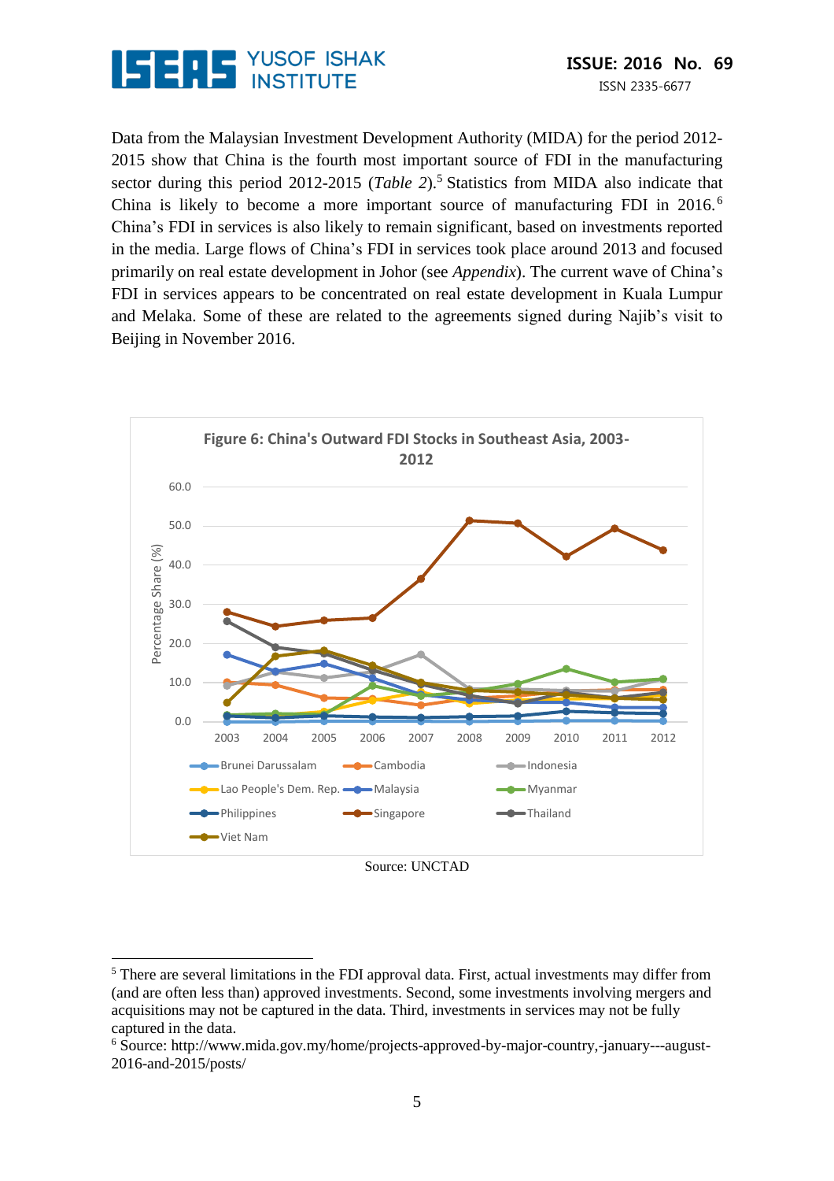Data from the Malaysian Investment Development Authority (MIDA) for the period 2012-2015 show that China is the fourth most important source of FDI in the manufacturing sector during this period 2012-2015 (*Table 2*).[5] Statistics from MIDA also indicate that China is likely to become a more important source of manufacturing FDI in 2016.[6] China's FDI in services is also likely to remain significant, based on investments reported in the media. Large flows of China's FDI in services took place around 2013 and focused primarily on real estate development in Johor (see *Appendix*). The current wave of China's FDI in services appears to be concentrated on real estate development in Kuala Lumpur and Melaka. Some of these are related to the agreements signed during Najib's visit to Beijing in November 2016.

**Figure 6: China's Outward FDI Stocks in Southeast Asia, 2003-2012**

Source: UNCTAD

---

[5] There are several limitations in the FDI approval data. First, actual investments may differ from (and are often less than) approved investments. Second, some investments involving mergers and acquisitions may not be captured in the data. Third, investments in services may not be fully captured in the data.

[6] Source: http://www.mida.gov.my/home/projects-approved-by-major-country,-january---august-2016-and-2015/posts/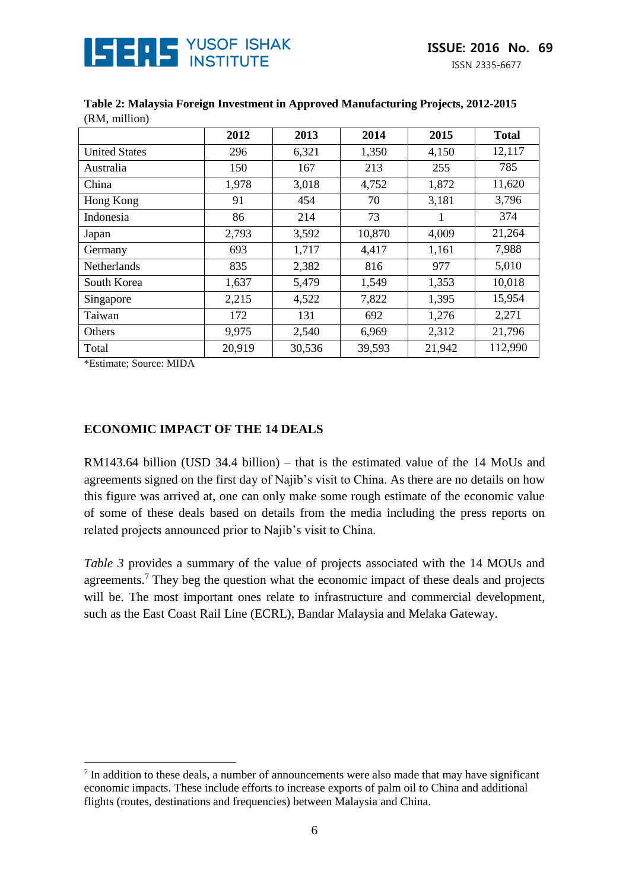**Table 2: Malaysia Foreign Investment in Approved Manufacturing Projects, 2012-2015**
(RM, million)

| | 2012 | 2013 | 2014 | 2015 | Total |
|---|---|---|---|---|---|
| United States | 296 | 6,321 | 1,350 | 4,150 | 12,117 |
| Australia | 150 | 167 | 213 | 255 | 785 |
| China | 1,978 | 3,018 | 4,752 | 1,872 | 11,620 |
| Hong Kong | 91 | 454 | 70 | 3,181 | 3,796 |
| Indonesia | 86 | 214 | 73 | 1 | 374 |
| Japan | 2,793 | 3,592 | 10,870 | 4,009 | 21,264 |
| Germany | 693 | 1,717 | 4,417 | 1,161 | 7,988 |
| Netherlands | 835 | 2,382 | 816 | 977 | 5,010 |
| South Korea | 1,637 | 5,479 | 1,549 | 1,353 | 10,018 |
| Singapore | 2,215 | 4,522 | 7,822 | 1,395 | 15,954 |
| Taiwan | 172 | 131 | 692 | 1,276 | 2,271 |
| Others | 9,975 | 2,540 | 6,969 | 2,312 | 21,796 |
| Total | 20,919 | 30,536 | 39,593 | 21,942 | 112,990 |

*Estimate; Source: MIDA

## ECONOMIC IMPACT OF THE 14 DEALS

RM143.64 billion (USD 34.4 billion) – that is the estimated value of the 14 MoUs and agreements signed on the first day of Najib's visit to China. As there are no details on how this figure was arrived at, one can only make some rough estimate of the economic value of some of these deals based on details from the media including the press reports on related projects announced prior to Najib's visit to China.

*Table 3* provides a summary of the value of projects associated with the 14 MOUs and agreements.[7] They beg the question what the economic impact of these deals and projects will be. The most important ones relate to infrastructure and commercial development, such as the East Coast Rail Line (ECRL), Bandar Malaysia and Melaka Gateway.

---

[7] In addition to these deals, a number of announcements were also made that may have significant economic impacts. These include efforts to increase exports of palm oil to China and additional flights (routes, destinations and frequencies) between Malaysia and China.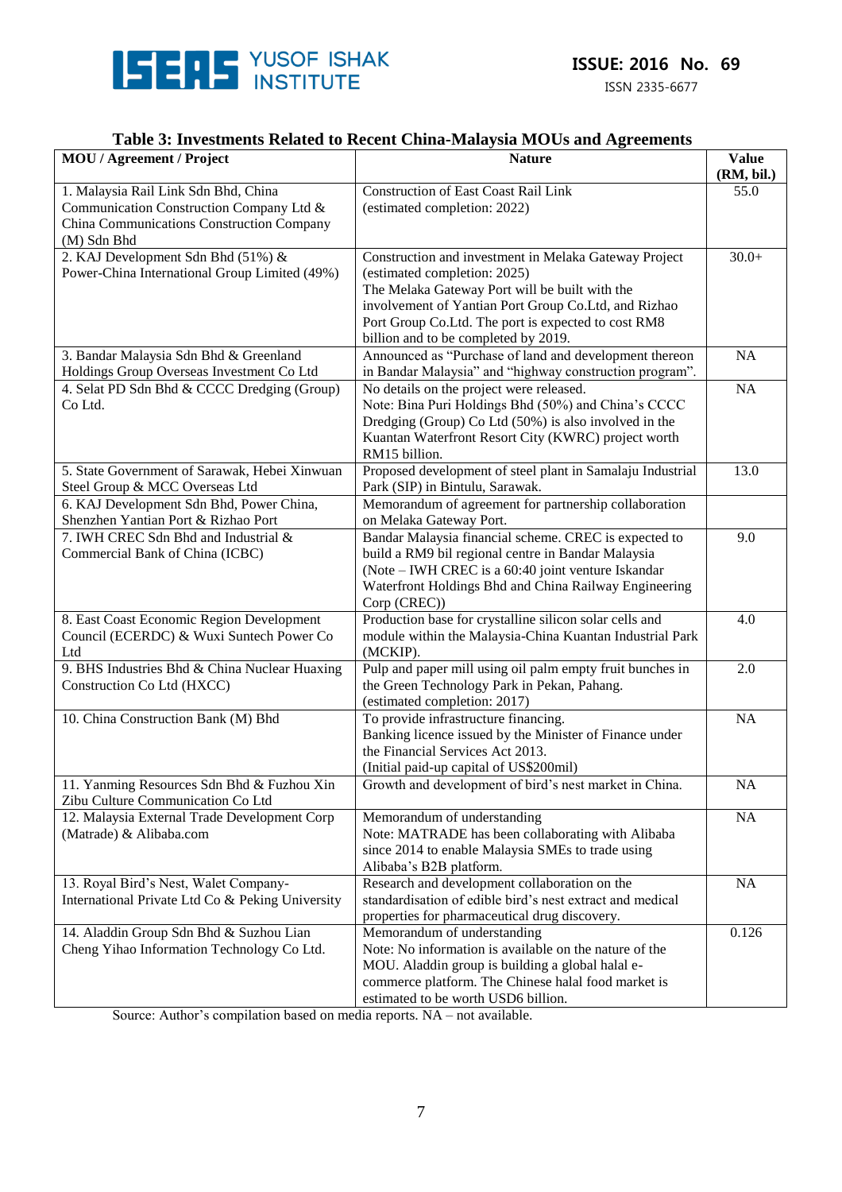**Table 3: Investments Related to Recent China-Malaysia MOUs and Agreements**

| MOU / Agreement / Project | Nature | Value (RM, bil.) |
|---|---|---|
| 1. Malaysia Rail Link Sdn Bhd, China Communication Construction Company Ltd & China Communications Construction Company (M) Sdn Bhd | Construction of East Coast Rail Link (estimated completion: 2022) | 55.0 |
| 2. KAJ Development Sdn Bhd (51%) & Power-China International Group Limited (49%) | Construction and investment in Melaka Gateway Project (estimated completion: 2025) The Melaka Gateway Port will be built with the involvement of Yantian Port Group Co.Ltd, and Rizhao Port Group Co.Ltd. The port is expected to cost RM8 billion and to be completed by 2019. | 30.0+ |
| 3. Bandar Malaysia Sdn Bhd & Greenland Holdings Group Overseas Investment Co Ltd | Announced as "Purchase of land and development thereon in Bandar Malaysia" and "highway construction program". | NA |
| 4. Selat PD Sdn Bhd & CCCC Dredging (Group) Co Ltd. | No details on the project were released. Note: Bina Puri Holdings Bhd (50%) and China's CCCC Dredging (Group) Co Ltd (50%) is also involved in the Kuantan Waterfront Resort City (KWRC) project worth RM15 billion. | NA |
| 5. State Government of Sarawak, Hebei Xinwuan Steel Group & MCC Overseas Ltd | Proposed development of steel plant in Samalaju Industrial Park (SIP) in Bintulu, Sarawak. | 13.0 |
| 6. KAJ Development Sdn Bhd, Power China, Shenzhen Yantian Port & Rizhao Port | Memorandum of agreement for partnership collaboration on Melaka Gateway Port. | |
| 7. IWH CREC Sdn Bhd and Industrial & Commercial Bank of China (ICBC) | Bandar Malaysia financial scheme. CREC is expected to build a RM9 bil regional centre in Bandar Malaysia (Note – IWH CREC is a 60:40 joint venture Iskandar Waterfront Holdings Bhd and China Railway Engineering Corp (CREC)) | 9.0 |
| 8. East Coast Economic Region Development Council (ECERDC) & Wuxi Suntech Power Co Ltd | Production base for crystalline silicon solar cells and module within the Malaysia-China Kuantan Industrial Park (MCKIP). | 4.0 |
| 9. BHS Industries Bhd & China Nuclear Huaxing Construction Co Ltd (HXCC) | Pulp and paper mill using oil palm empty fruit bunches in the Green Technology Park in Pekan, Pahang. (estimated completion: 2017) | 2.0 |
| 10. China Construction Bank (M) Bhd | To provide infrastructure financing. Banking licence issued by the Minister of Finance under the Financial Services Act 2013. (Initial paid-up capital of US$200mil) | NA |
| 11. Yanming Resources Sdn Bhd & Fuzhou Xin Zibu Culture Communication Co Ltd | Growth and development of bird's nest market in China. | NA |
| 12. Malaysia External Trade Development Corp (Matrade) & Alibaba.com | Memorandum of understanding Note: MATRADE has been collaborating with Alibaba since 2014 to enable Malaysia SMEs to trade using Alibaba's B2B platform. | NA |
| 13. Royal Bird's Nest, Walet Company-International Private Ltd Co & Peking University | Research and development collaboration on the standardisation of edible bird's nest extract and medical properties for pharmaceutical drug discovery. | NA |
| 14. Aladdin Group Sdn Bhd & Suzhou Lian Cheng Yihao Information Technology Co Ltd. | Memorandum of understanding Note: No information is available on the nature of the MOU. Aladdin group is building a global halal e-commerce platform. The Chinese halal food market is estimated to be worth USD6 billion. | 0.126 |

Source: Author's compilation based on media reports. NA – not available.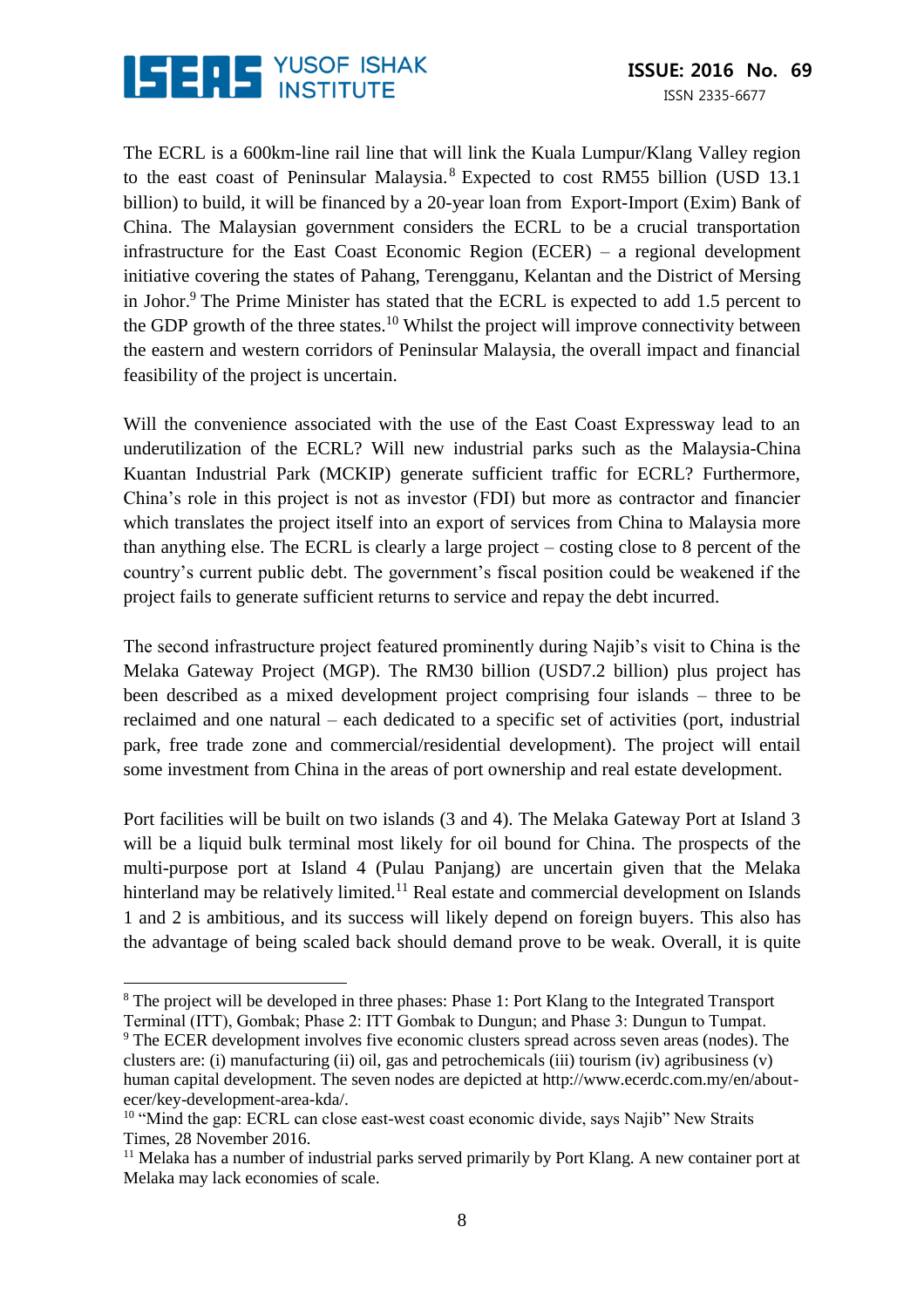The ECRL is a 600km-line rail line that will link the Kuala Lumpur/Klang Valley region to the east coast of Peninsular Malaysia.[8] Expected to cost RM55 billion (USD 13.1 billion) to build, it will be financed by a 20-year loan from Export-Import (Exim) Bank of China. The Malaysian government considers the ECRL to be a crucial transportation infrastructure for the East Coast Economic Region (ECER) – a regional development initiative covering the states of Pahang, Terengganu, Kelantan and the District of Mersing in Johor.[9] The Prime Minister has stated that the ECRL is expected to add 1.5 percent to the GDP growth of the three states.[10] Whilst the project will improve connectivity between the eastern and western corridors of Peninsular Malaysia, the overall impact and financial feasibility of the project is uncertain.

Will the convenience associated with the use of the East Coast Expressway lead to an underutilization of the ECRL? Will new industrial parks such as the Malaysia-China Kuantan Industrial Park (MCKIP) generate sufficient traffic for ECRL? Furthermore, China's role in this project is not as investor (FDI) but more as contractor and financier which translates the project itself into an export of services from China to Malaysia more than anything else. The ECRL is clearly a large project – costing close to 8 percent of the country's current public debt. The government's fiscal position could be weakened if the project fails to generate sufficient returns to service and repay the debt incurred.

The second infrastructure project featured prominently during Najib's visit to China is the Melaka Gateway Project (MGP). The RM30 billion (USD7.2 billion) plus project has been described as a mixed development project comprising four islands – three to be reclaimed and one natural – each dedicated to a specific set of activities (port, industrial park, free trade zone and commercial/residential development). The project will entail some investment from China in the areas of port ownership and real estate development.

Port facilities will be built on two islands (3 and 4). The Melaka Gateway Port at Island 3 will be a liquid bulk terminal most likely for oil bound for China. The prospects of the multi-purpose port at Island 4 (Pulau Panjang) are uncertain given that the Melaka hinterland may be relatively limited.[11] Real estate and commercial development on Islands 1 and 2 is ambitious, and its success will likely depend on foreign buyers. This also has the advantage of being scaled back should demand prove to be weak. Overall, it is quite

---

[8] The project will be developed in three phases: Phase 1: Port Klang to the Integrated Transport Terminal (ITT), Gombak; Phase 2: ITT Gombak to Dungun; and Phase 3: Dungun to Tumpat.

[9] The ECER development involves five economic clusters spread across seven areas (nodes). The clusters are: (i) manufacturing (ii) oil, gas and petrochemicals (iii) tourism (iv) agribusiness (v) human capital development. The seven nodes are depicted at http://www.ecerdc.com.my/en/about-ecer/key-development-area-kda/.

[10] "Mind the gap: ECRL can close east-west coast economic divide, says Najib" New Straits Times, 28 November 2016.

[11] Melaka has a number of industrial parks served primarily by Port Klang. A new container port at Melaka may lack economies of scale.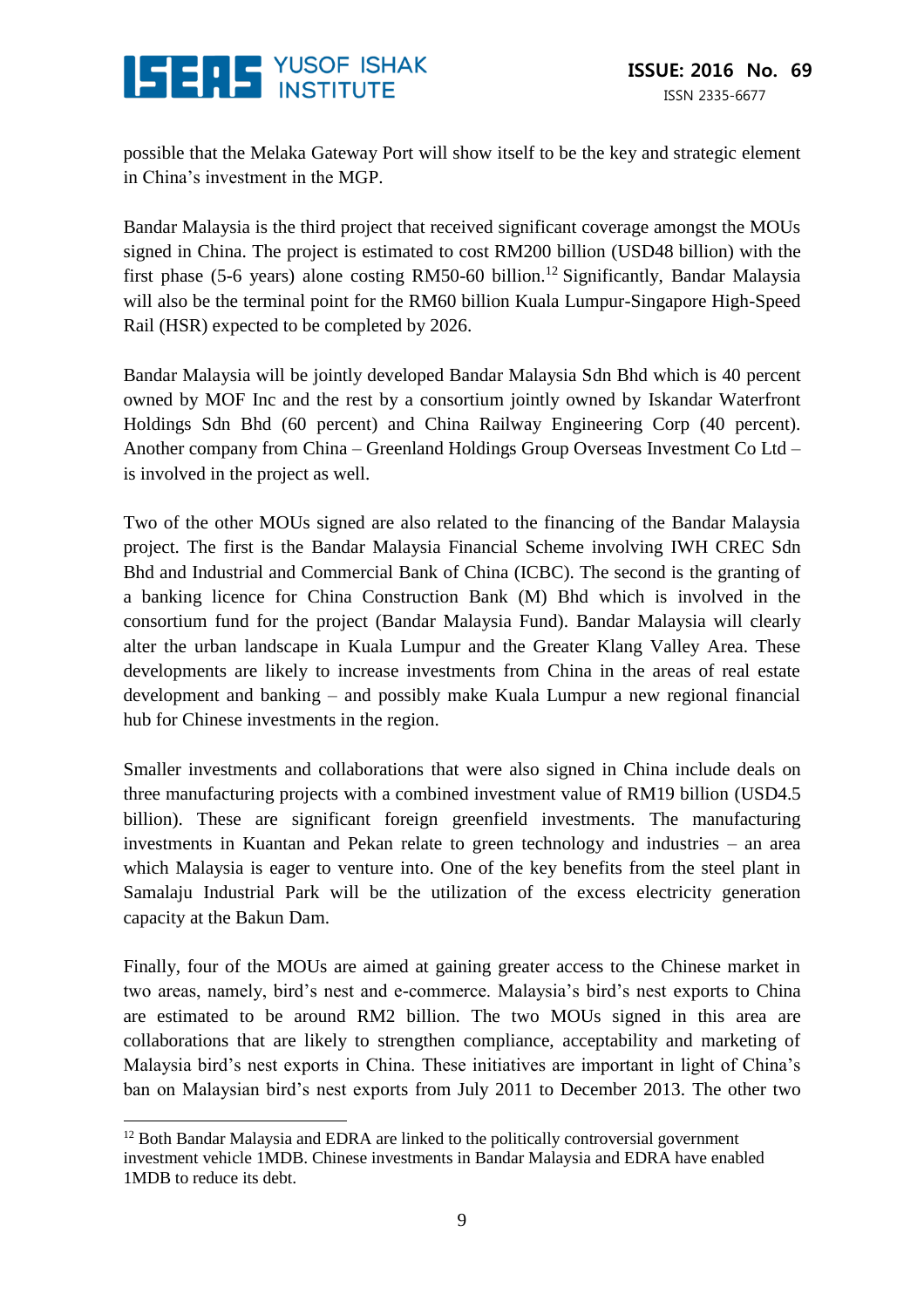possible that the Melaka Gateway Port will show itself to be the key and strategic element in China's investment in the MGP.

Bandar Malaysia is the third project that received significant coverage amongst the MOUs signed in China. The project is estimated to cost RM200 billion (USD48 billion) with the first phase (5-6 years) alone costing RM50-60 billion.[12] Significantly, Bandar Malaysia will also be the terminal point for the RM60 billion Kuala Lumpur-Singapore High-Speed Rail (HSR) expected to be completed by 2026.

Bandar Malaysia will be jointly developed Bandar Malaysia Sdn Bhd which is 40 percent owned by MOF Inc and the rest by a consortium jointly owned by Iskandar Waterfront Holdings Sdn Bhd (60 percent) and China Railway Engineering Corp (40 percent). Another company from China – Greenland Holdings Group Overseas Investment Co Ltd – is involved in the project as well.

Two of the other MOUs signed are also related to the financing of the Bandar Malaysia project. The first is the Bandar Malaysia Financial Scheme involving IWH CREC Sdn Bhd and Industrial and Commercial Bank of China (ICBC). The second is the granting of a banking licence for China Construction Bank (M) Bhd which is involved in the consortium fund for the project (Bandar Malaysia Fund). Bandar Malaysia will clearly alter the urban landscape in Kuala Lumpur and the Greater Klang Valley Area. These developments are likely to increase investments from China in the areas of real estate development and banking – and possibly make Kuala Lumpur a new regional financial hub for Chinese investments in the region.

Smaller investments and collaborations that were also signed in China include deals on three manufacturing projects with a combined investment value of RM19 billion (USD4.5 billion). These are significant foreign greenfield investments. The manufacturing investments in Kuantan and Pekan relate to green technology and industries – an area which Malaysia is eager to venture into. One of the key benefits from the steel plant in Samalaju Industrial Park will be the utilization of the excess electricity generation capacity at the Bakun Dam.

Finally, four of the MOUs are aimed at gaining greater access to the Chinese market in two areas, namely, bird's nest and e-commerce. Malaysia's bird's nest exports to China are estimated to be around RM2 billion. The two MOUs signed in this area are collaborations that are likely to strengthen compliance, acceptability and marketing of Malaysia bird's nest exports in China. These initiatives are important in light of China's ban on Malaysian bird's nest exports from July 2011 to December 2013. The other two

---

[12] Both Bandar Malaysia and EDRA are linked to the politically controversial government investment vehicle 1MDB. Chinese investments in Bandar Malaysia and EDRA have enabled 1MDB to reduce its debt.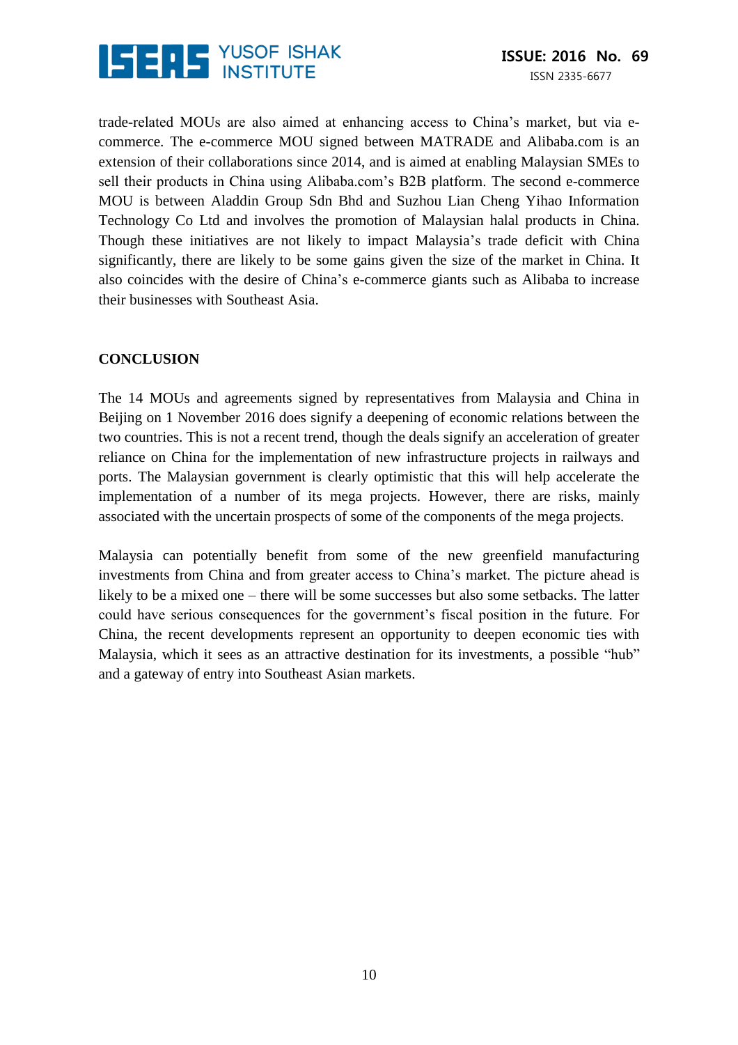trade-related MOUs are also aimed at enhancing access to China's market, but via e-commerce. The e-commerce MOU signed between MATRADE and Alibaba.com is an extension of their collaborations since 2014, and is aimed at enabling Malaysian SMEs to sell their products in China using Alibaba.com's B2B platform. The second e-commerce MOU is between Aladdin Group Sdn Bhd and Suzhou Lian Cheng Yihao Information Technology Co Ltd and involves the promotion of Malaysian halal products in China. Though these initiatives are not likely to impact Malaysia's trade deficit with China significantly, there are likely to be some gains given the size of the market in China. It also coincides with the desire of China's e-commerce giants such as Alibaba to increase their businesses with Southeast Asia.

## CONCLUSION

The 14 MOUs and agreements signed by representatives from Malaysia and China in Beijing on 1 November 2016 does signify a deepening of economic relations between the two countries. This is not a recent trend, though the deals signify an acceleration of greater reliance on China for the implementation of new infrastructure projects in railways and ports. The Malaysian government is clearly optimistic that this will help accelerate the implementation of a number of its mega projects. However, there are risks, mainly associated with the uncertain prospects of some of the components of the mega projects.

Malaysia can potentially benefit from some of the new greenfield manufacturing investments from China and from greater access to China's market. The picture ahead is likely to be a mixed one – there will be some successes but also some setbacks. The latter could have serious consequences for the government's fiscal position in the future. For China, the recent developments represent an opportunity to deepen economic ties with Malaysia, which it sees as an attractive destination for its investments, a possible "hub" and a gateway of entry into Southeast Asian markets.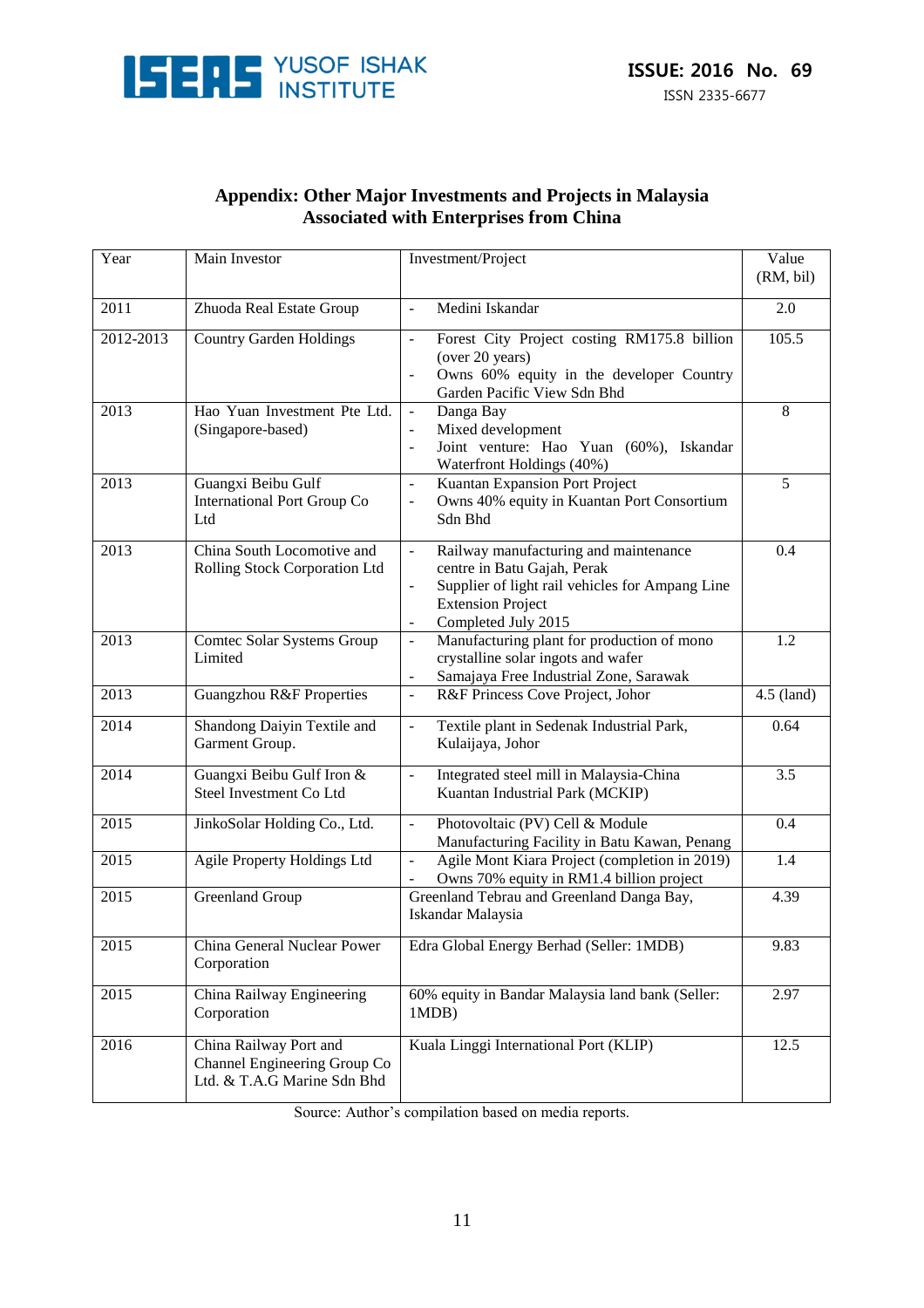## Appendix: Other Major Investments and Projects in Malaysia Associated with Enterprises from China

| Year | Main Investor | Investment/Project | Value (RM, bil) |
|---|---|---|---|
| 2011 | Zhuoda Real Estate Group | - Medini Iskandar | 2.0 |
| 2012-2013 | Country Garden Holdings | - Forest City Project costing RM175.8 billion (over 20 years)<br>- Owns 60% equity in the developer Country Garden Pacific View Sdn Bhd | 105.5 |
| 2013 | Hao Yuan Investment Pte Ltd. (Singapore-based) | - Danga Bay<br>- Mixed development<br>- Joint venture: Hao Yuan (60%), Iskandar Waterfront Holdings (40%) | 8 |
| 2013 | Guangxi Beibu Gulf International Port Group Co Ltd | - Kuantan Expansion Port Project<br>- Owns 40% equity in Kuantan Port Consortium Sdn Bhd | 5 |
| 2013 | China South Locomotive and Rolling Stock Corporation Ltd | - Railway manufacturing and maintenance centre in Batu Gajah, Perak<br>- Supplier of light rail vehicles for Ampang Line Extension Project<br>- Completed July 2015 | 0.4 |
| 2013 | Comtec Solar Systems Group Limited | - Manufacturing plant for production of mono crystalline solar ingots and wafer<br>- Samajaya Free Industrial Zone, Sarawak | 1.2 |
| 2013 | Guangzhou R&F Properties | - R&F Princess Cove Project, Johor | 4.5 (land) |
| 2014 | Shandong Daiyin Textile and Garment Group. | - Textile plant in Sedenak Industrial Park, Kulaijaya, Johor | 0.64 |
| 2014 | Guangxi Beibu Gulf Iron & Steel Investment Co Ltd | - Integrated steel mill in Malaysia-China Kuantan Industrial Park (MCKIP) | 3.5 |
| 2015 | JinkoSolar Holding Co., Ltd. | - Photovoltaic (PV) Cell & Module Manufacturing Facility in Batu Kawan, Penang | 0.4 |
| 2015 | Agile Property Holdings Ltd | - Agile Mont Kiara Project (completion in 2019)<br>- Owns 70% equity in RM1.4 billion project | 1.4 |
| 2015 | Greenland Group | Greenland Tebrau and Greenland Danga Bay, Iskandar Malaysia | 4.39 |
| 2015 | China General Nuclear Power Corporation | Edra Global Energy Berhad (Seller: 1MDB) | 9.83 |
| 2015 | China Railway Engineering Corporation | 60% equity in Bandar Malaysia land bank (Seller: 1MDB) | 2.97 |
| 2016 | China Railway Port and Channel Engineering Group Co Ltd. & T.A.G Marine Sdn Bhd | Kuala Linggi International Port (KLIP) | 12.5 |

Source: Author's compilation based on media reports.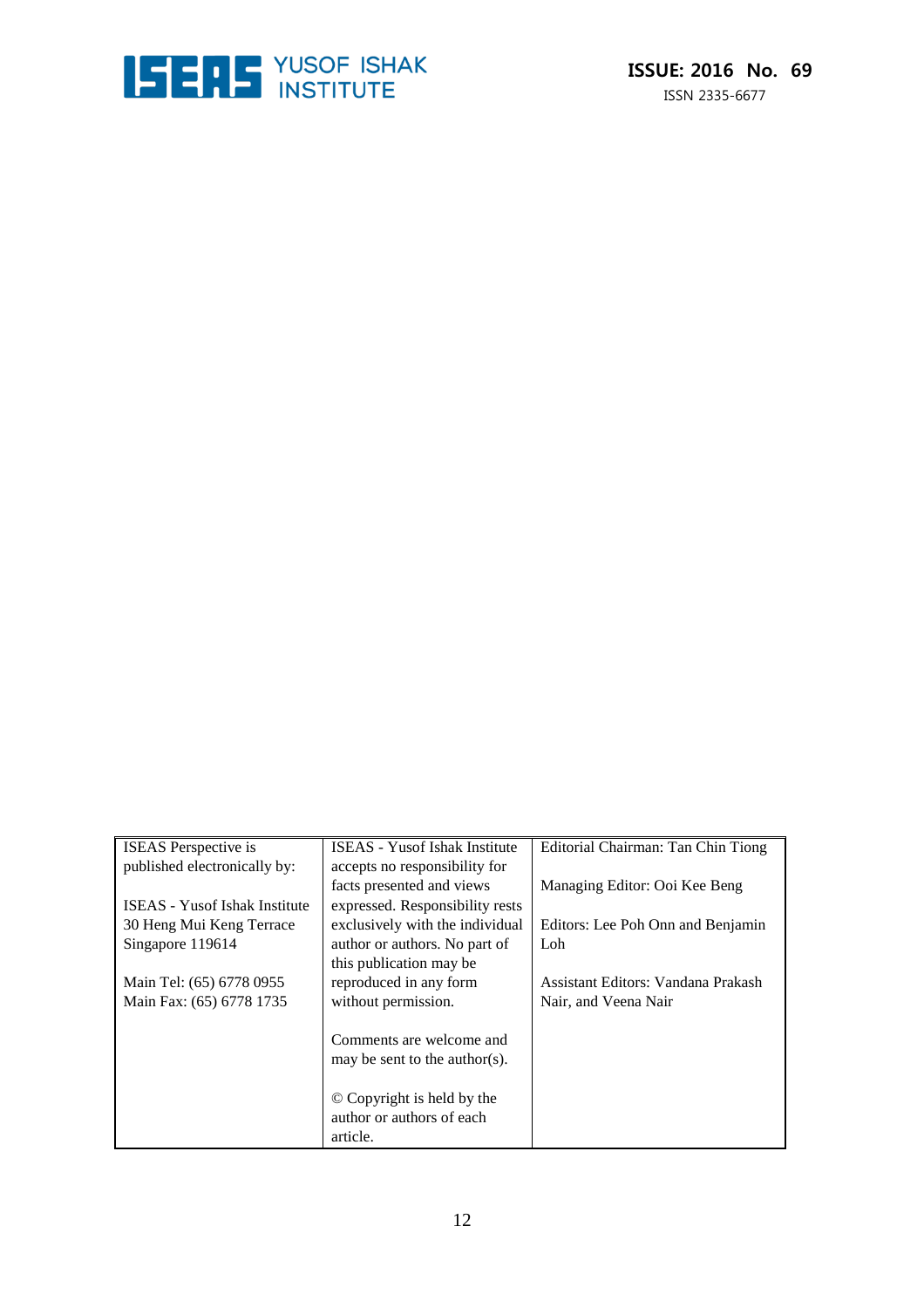| | | |
|---|---|---|
| ISEAS Perspective is published electronically by:<br><br>ISEAS - Yusof Ishak Institute<br>30 Heng Mui Keng Terrace<br>Singapore 119614<br><br>Main Tel: (65) 6778 0955<br>Main Fax: (65) 6778 1735 | ISEAS - Yusof Ishak Institute accepts no responsibility for facts presented and views expressed. Responsibility rests exclusively with the individual author or authors. No part of this publication may be reproduced in any form without permission.<br><br>Comments are welcome and may be sent to the author(s).<br><br>© Copyright is held by the author or authors of each article. | Editorial Chairman: Tan Chin Tiong<br><br>Managing Editor: Ooi Kee Beng<br><br>Editors: Lee Poh Onn and Benjamin Loh<br><br>Assistant Editors: Vandana Prakash Nair, and Veena Nair |